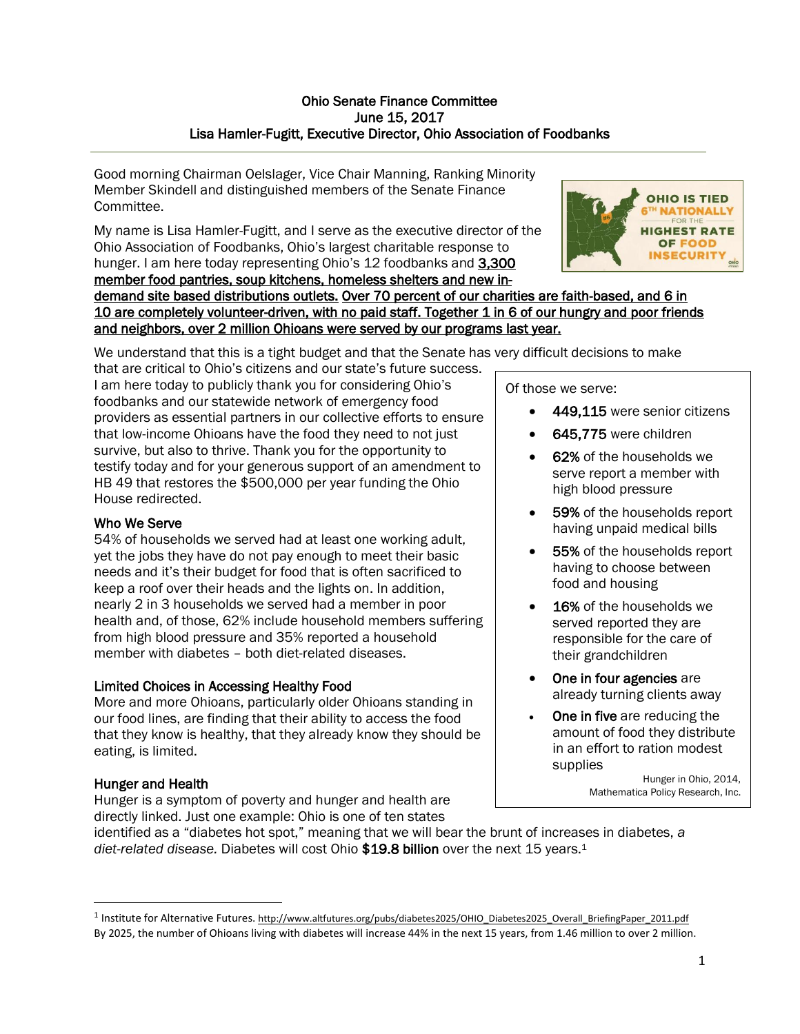**Ohio Senate Finance Committee**
**June 15, 2017**
**Lisa Hamler-Fugitt, Executive Director, Ohio Association of Foodbanks**

---

Good morning Chairman Oelslager, Vice Chair Manning, Ranking Minority Member Skindell and distinguished members of the Senate Finance Committee.

OHIO IS TIED 6TH NATIONALLY FOR THE HIGHEST RATE OF FOOD INSECURITY

My name is Lisa Hamler-Fugitt, and I serve as the executive director of the Ohio Association of Foodbanks, Ohio's largest charitable response to hunger. I am here today representing Ohio's 12 foodbanks and 3,300 member food pantries, soup kitchens, homeless shelters and new in-demand site based distributions outlets. Over 70 percent of our charities are faith-based, and 6 in 10 are completely volunteer-driven, with no paid staff. Together 1 in 6 of our hungry and poor friends and neighbors, over 2 million Ohioans were served by our programs last year.

We understand that this is a tight budget and that the Senate has very difficult decisions to make that are critical to Ohio's citizens and our state's future success. I am here today to publicly thank you for considering Ohio's foodbanks and our statewide network of emergency food providers as essential partners in our collective efforts to ensure that low-income Ohioans have the food they need to not just survive, but also to thrive. Thank you for the opportunity to testify today and for your generous support of an amendment to HB 49 that restores the $500,000 per year funding the Ohio House redirected.

Of those we serve:

- **449,115** were senior citizens
- **645,775** were children
- **62%** of the households we serve report a member with high blood pressure
- **59%** of the households report having unpaid medical bills
- **55%** of the households report having to choose between food and housing
- **16%** of the households we served reported they are responsible for the care of their grandchildren
- **One in four agencies** are already turning clients away
- **One in five** are reducing the amount of food they distribute in an effort to ration modest supplies

Hunger in Ohio, 2014, Mathematica Policy Research, Inc.

### Who We Serve

54% of households we served had at least one working adult, yet the jobs they have do not pay enough to meet their basic needs and it's their budget for food that is often sacrificed to keep a roof over their heads and the lights on. In addition, nearly 2 in 3 households we served had a member in poor health and, of those, 62% include household members suffering from high blood pressure and 35% reported a household member with diabetes – both diet-related diseases.

### Limited Choices in Accessing Healthy Food

More and more Ohioans, particularly older Ohioans standing in our food lines, are finding that their ability to access the food that they know is healthy, that they already know they should be eating, is limited.

### Hunger and Health

Hunger is a symptom of poverty and hunger and health are directly linked. Just one example: Ohio is one of ten states identified as a "diabetes hot spot," meaning that we will bear the brunt of increases in diabetes, *a diet-related disease.* Diabetes will cost Ohio **$19.8 billion** over the next 15 years.[1]

---

[1] Institute for Alternative Futures. http://www.altfutures.org/pubs/diabetes2025/OHIO_Diabetes2025_Overall_BriefingPaper_2011.pdf
By 2025, the number of Ohioans living with diabetes will increase 44% in the next 15 years, from 1.46 million to over 2 million.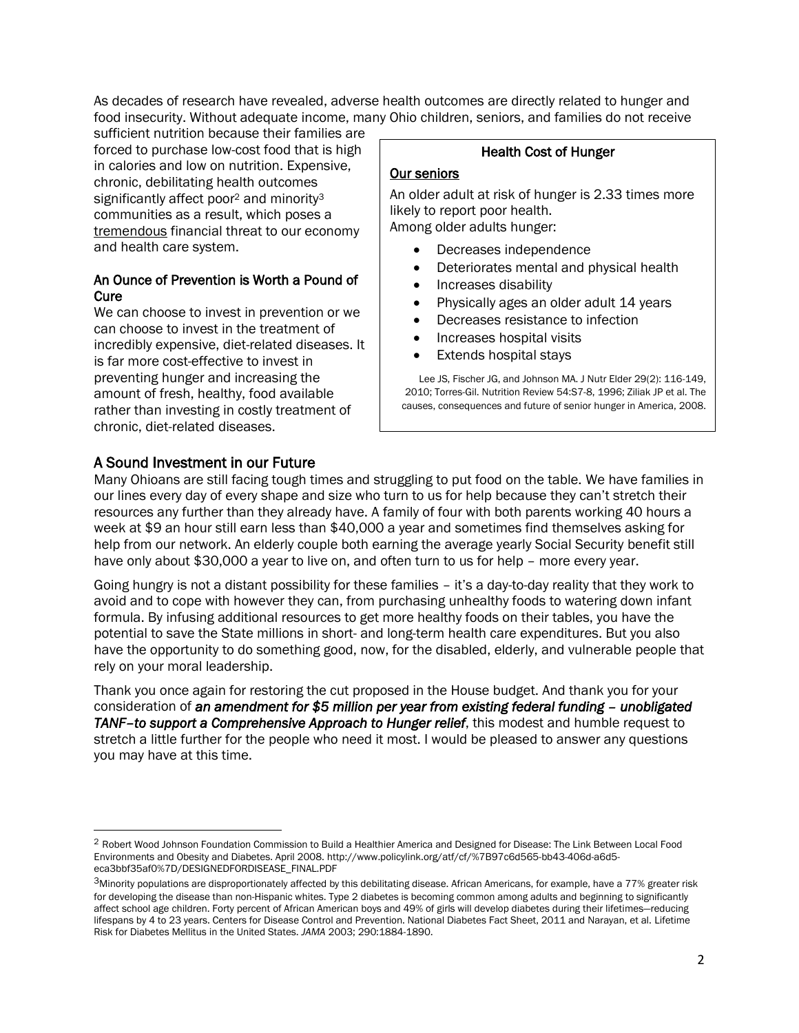As decades of research have revealed, adverse health outcomes are directly related to hunger and food insecurity. Without adequate income, many Ohio children, seniors, and families do not receive sufficient nutrition because their families are forced to purchase low-cost food that is high in calories and low on nutrition. Expensive, chronic, debilitating health outcomes significantly affect poor[2] and minority[3] communities as a result, which poses a tremendous financial threat to our economy and health care system.

### An Ounce of Prevention is Worth a Pound of Cure

We can choose to invest in prevention or we can choose to invest in the treatment of incredibly expensive, diet-related diseases. It is far more cost-effective to invest in preventing hunger and increasing the amount of fresh, healthy, food available rather than investing in costly treatment of chronic, diet-related diseases.

> **Health Cost of Hunger**
>
> **Our seniors**
>
> An older adult at risk of hunger is 2.33 times more likely to report poor health.
> Among older adults hunger:
>
> - Decreases independence
> - Deteriorates mental and physical health
> - Increases disability
> - Physically ages an older adult 14 years
> - Decreases resistance to infection
> - Increases hospital visits
> - Extends hospital stays
>
> Lee JS, Fischer JG, and Johnson MA. J Nutr Elder 29(2): 116-149, 2010; Torres-Gil. Nutrition Review 54:S7-8, 1996; Ziliak JP et al. The causes, consequences and future of senior hunger in America, 2008.

## A Sound Investment in our Future

Many Ohioans are still facing tough times and struggling to put food on the table. We have families in our lines every day of every shape and size who turn to us for help because they can't stretch their resources any further than they already have. A family of four with both parents working 40 hours a week at $9 an hour still earn less than $40,000 a year and sometimes find themselves asking for help from our network. An elderly couple both earning the average yearly Social Security benefit still have only about $30,000 a year to live on, and often turn to us for help – more every year.

Going hungry is not a distant possibility for these families – it's a day-to-day reality that they work to avoid and to cope with however they can, from purchasing unhealthy foods to watering down infant formula. By infusing additional resources to get more healthy foods on their tables, you have the potential to save the State millions in short- and long-term health care expenditures. But you also have the opportunity to do something good, now, for the disabled, elderly, and vulnerable people that rely on your moral leadership.

Thank you once again for restoring the cut proposed in the House budget. And thank you for your consideration of ***an amendment for $5 million per year from existing federal funding – unobligated TANF–to support a Comprehensive Approach to Hunger relief***, this modest and humble request to stretch a little further for the people who need it most. I would be pleased to answer any questions you may have at this time.

---

[2] Robert Wood Johnson Foundation Commission to Build a Healthier America and Designed for Disease: The Link Between Local Food Environments and Obesity and Diabetes. April 2008. http://www.policylink.org/atf/cf/%7B97c6d565-bb43-406d-a6d5-eca3bbf35af0%7D/DESIGNEDFORDISEASE_FINAL.PDF

[3] Minority populations are disproportionately affected by this debilitating disease. African Americans, for example, have a 77% greater risk for developing the disease than non-Hispanic whites. Type 2 diabetes is becoming common among adults and beginning to significantly affect school age children. Forty percent of African American boys and 49% of girls will develop diabetes during their lifetimes—reducing lifespans by 4 to 23 years. Centers for Disease Control and Prevention. National Diabetes Fact Sheet, 2011 and Narayan, et al. Lifetime Risk for Diabetes Mellitus in the United States. *JAMA* 2003; 290:1884-1890.